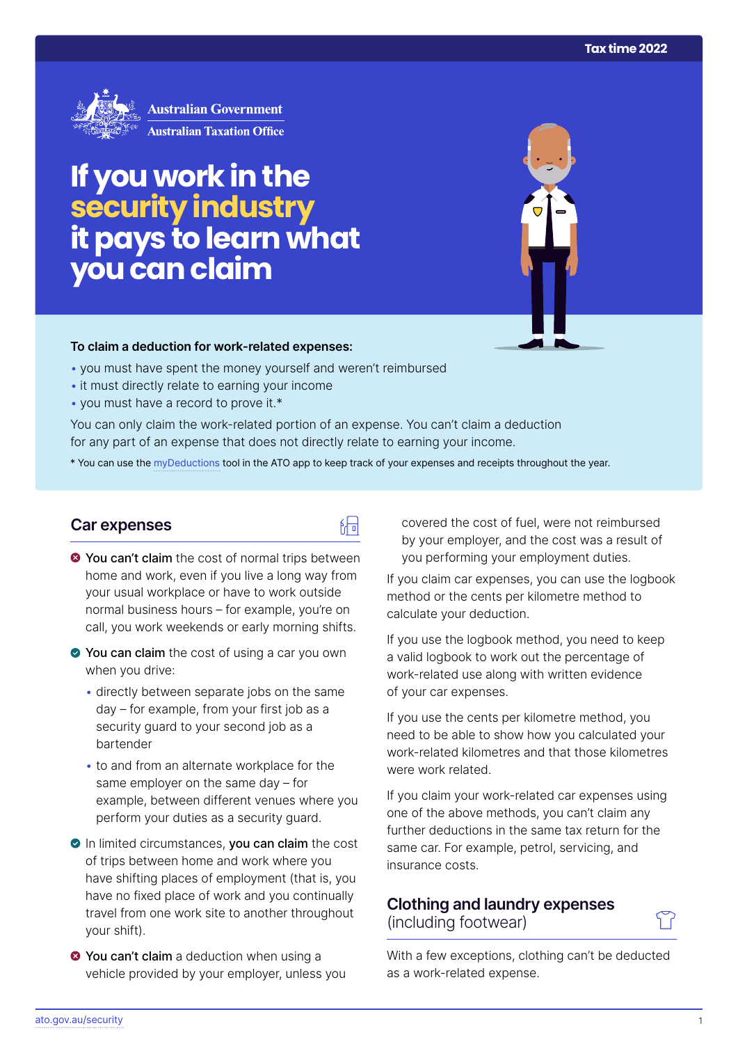Tax time 2022

Australian Government
Australian Taxation Office

# If you work in the security industry it pays to learn what you can claim

**To claim a deduction for work-related expenses:**

- you must have spent the money yourself and weren't reimbursed
- it must directly relate to earning your income
- you must have a record to prove it.*

You can only claim the work-related portion of an expense. You can't claim a deduction for any part of an expense that does not directly relate to earning your income.

* You can use the myDeductions tool in the ATO app to keep track of your expenses and receipts throughout the year.

## Car expenses

- ✗ **You can't claim** the cost of normal trips between home and work, even if you live a long way from your usual workplace or have to work outside normal business hours – for example, you're on call, you work weekends or early morning shifts.
- ✓ **You can claim** the cost of using a car you own when you drive:
  - directly between separate jobs on the same day – for example, from your first job as a security guard to your second job as a bartender
  - to and from an alternate workplace for the same employer on the same day – for example, between different venues where you perform your duties as a security guard.
- ✓ In limited circumstances, **you can claim** the cost of trips between home and work where you have shifting places of employment (that is, you have no fixed place of work and you continually travel from one work site to another throughout your shift).
- ✗ **You can't claim** a deduction when using a vehicle provided by your employer, unless you covered the cost of fuel, were not reimbursed by your employer, and the cost was a result of you performing your employment duties.

If you claim car expenses, you can use the logbook method or the cents per kilometre method to calculate your deduction.

If you use the logbook method, you need to keep a valid logbook to work out the percentage of work-related use along with written evidence of your car expenses.

If you use the cents per kilometre method, you need to be able to show how you calculated your work-related kilometres and that those kilometres were work related.

If you claim your work-related car expenses using one of the above methods, you can't claim any further deductions in the same tax return for the same car. For example, petrol, servicing, and insurance costs.

## Clothing and laundry expenses (including footwear)

With a few exceptions, clothing can't be deducted as a work-related expense.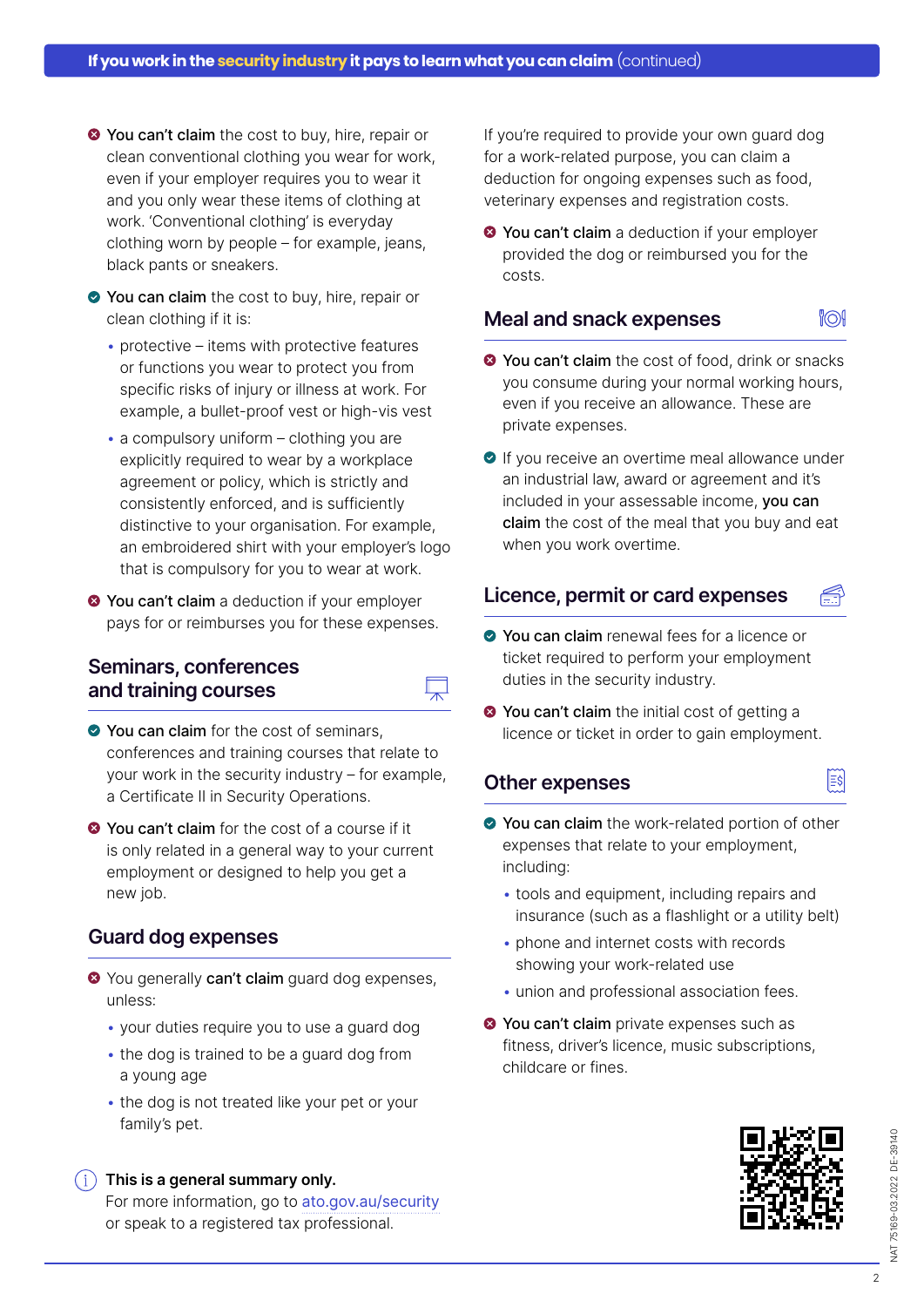**If you work in the security industry it pays to learn what you can claim** (continued)

- **You can't claim** the cost to buy, hire, repair or clean conventional clothing you wear for work, even if your employer requires you to wear it and you only wear these items of clothing at work. 'Conventional clothing' is everyday clothing worn by people – for example, jeans, black pants or sneakers.
- **You can claim** the cost to buy, hire, repair or clean clothing if it is:
  - protective – items with protective features or functions you wear to protect you from specific risks of injury or illness at work. For example, a bullet-proof vest or high-vis vest
  - a compulsory uniform – clothing you are explicitly required to wear by a workplace agreement or policy, which is strictly and consistently enforced, and is sufficiently distinctive to your organisation. For example, an embroidered shirt with your employer's logo that is compulsory for you to wear at work.
- **You can't claim** a deduction if your employer pays for or reimburses you for these expenses.

## Seminars, conferences and training courses

- **You can claim** for the cost of seminars, conferences and training courses that relate to your work in the security industry – for example, a Certificate II in Security Operations.
- **You can't claim** for the cost of a course if it is only related in a general way to your current employment or designed to help you get a new job.

## Guard dog expenses

- You generally **can't claim** guard dog expenses, unless:
  - your duties require you to use a guard dog
  - the dog is trained to be a guard dog from a young age
  - the dog is not treated like your pet or your family's pet.

If you're required to provide your own guard dog for a work-related purpose, you can claim a deduction for ongoing expenses such as food, veterinary expenses and registration costs.

- **You can't claim** a deduction if your employer provided the dog or reimbursed you for the costs.

## Meal and snack expenses

- **You can't claim** the cost of food, drink or snacks you consume during your normal working hours, even if you receive an allowance. These are private expenses.
- If you receive an overtime meal allowance under an industrial law, award or agreement and it's included in your assessable income, **you can claim** the cost of the meal that you buy and eat when you work overtime.

## Licence, permit or card expenses

- **You can claim** renewal fees for a licence or ticket required to perform your employment duties in the security industry.
- **You can't claim** the initial cost of getting a licence or ticket in order to gain employment.

## Other expenses

- **You can claim** the work-related portion of other expenses that relate to your employment, including:
  - tools and equipment, including repairs and insurance (such as a flashlight or a utility belt)
  - phone and internet costs with records showing your work-related use
  - union and professional association fees.
- **You can't claim** private expenses such as fitness, driver's licence, music subscriptions, childcare or fines.

**This is a general summary only.**
For more information, go to ato.gov.au/security or speak to a registered tax professional.

NAT 75169-03.2022 DE-39140